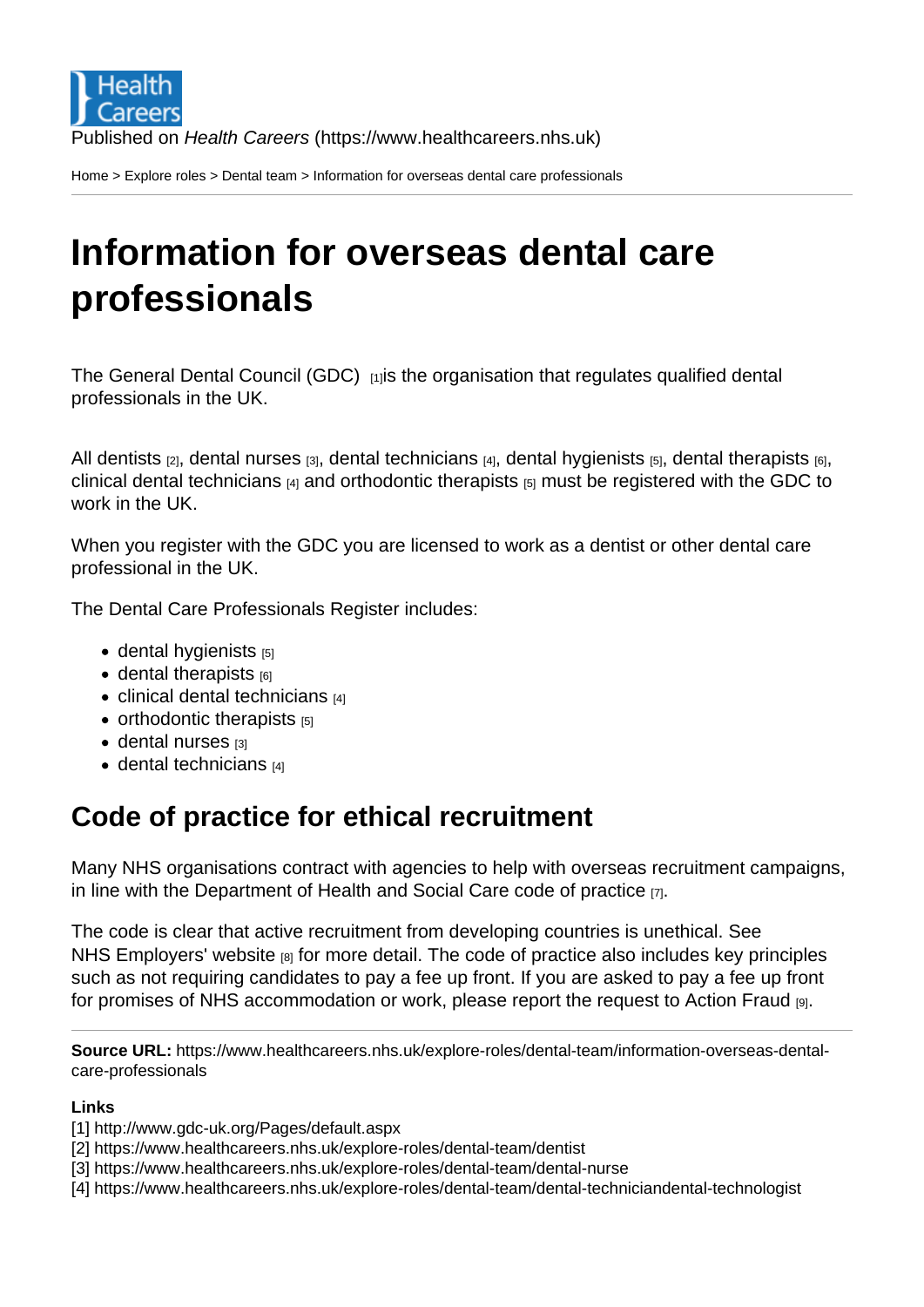Published on *Health Careers* (https://www.healthcareers.nhs.uk)

Home > Explore roles > Dental team > Information for overseas dental care professionals

# Information for overseas dental care professionals

The General Dental Council (GDC) [1] is the organisation that regulates qualified dental professionals in the UK.

All dentists [2], dental nurses [3], dental technicians [4], dental hygienists [5], dental therapists [6], clinical dental technicians [4] and orthodontic therapists [5] must be registered with the GDC to work in the UK.

When you register with the GDC you are licensed to work as a dentist or other dental care professional in the UK.

The Dental Care Professionals Register includes:

- dental hygienists [5]
- dental therapists [6]
- clinical dental technicians [4]
- orthodontic therapists [5]
- dental nurses [3]
- dental technicians [4]

## Code of practice for ethical recruitment

Many NHS organisations contract with agencies to help with overseas recruitment campaigns, in line with the Department of Health and Social Care code of practice [7].

The code is clear that active recruitment from developing countries is unethical. See NHS Employers' website [8] for more detail. The code of practice also includes key principles such as not requiring candidates to pay a fee up front. If you are asked to pay a fee up front for promises of NHS accommodation or work, please report the request to Action Fraud [9].

**Source URL:** https://www.healthcareers.nhs.uk/explore-roles/dental-team/information-overseas-dental-care-professionals

**Links**
[1] http://www.gdc-uk.org/Pages/default.aspx
[2] https://www.healthcareers.nhs.uk/explore-roles/dental-team/dentist
[3] https://www.healthcareers.nhs.uk/explore-roles/dental-team/dental-nurse
[4] https://www.healthcareers.nhs.uk/explore-roles/dental-team/dental-techniciandental-technologist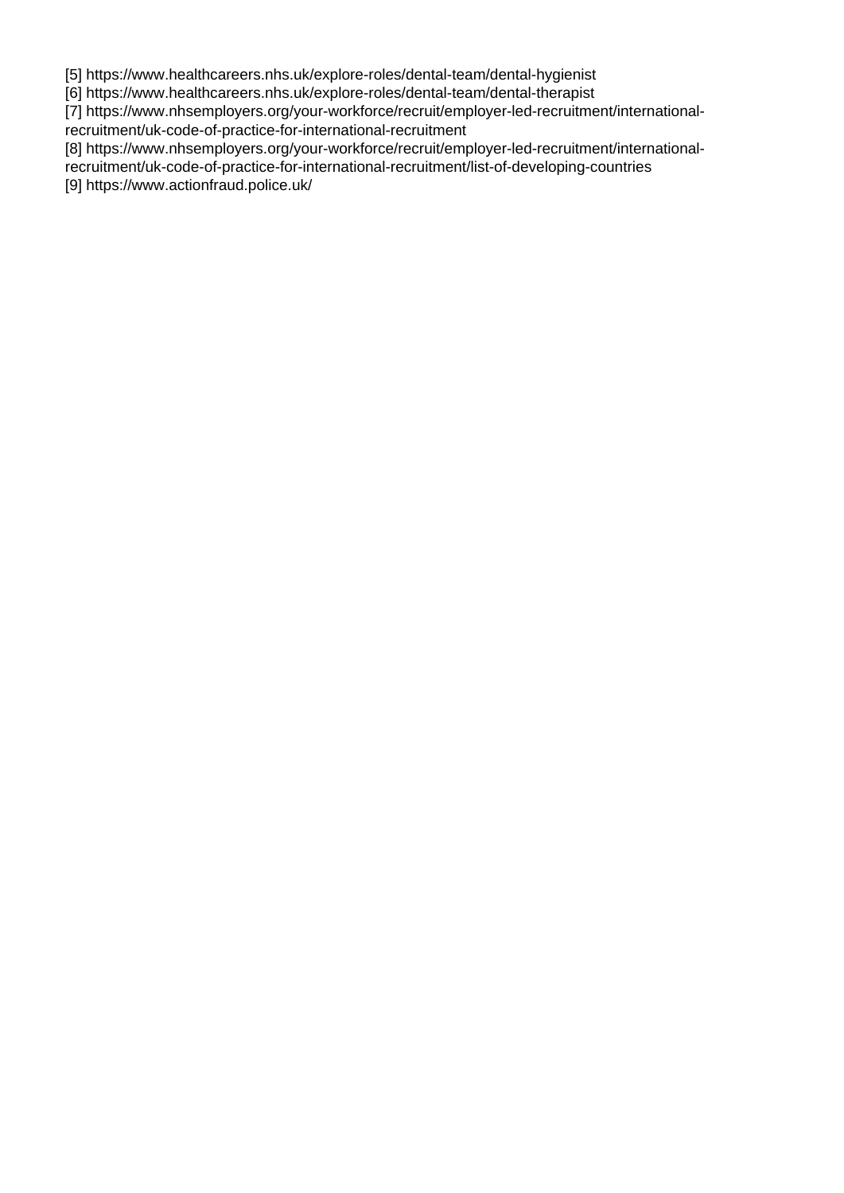[5] https://www.healthcareers.nhs.uk/explore-roles/dental-team/dental-hygienist
[6] https://www.healthcareers.nhs.uk/explore-roles/dental-team/dental-therapist
[7] https://www.nhsemployers.org/your-workforce/recruit/employer-led-recruitment/international-recruitment/uk-code-of-practice-for-international-recruitment
[8] https://www.nhsemployers.org/your-workforce/recruit/employer-led-recruitment/international-recruitment/uk-code-of-practice-for-international-recruitment/list-of-developing-countries
[9] https://www.actionfraud.police.uk/